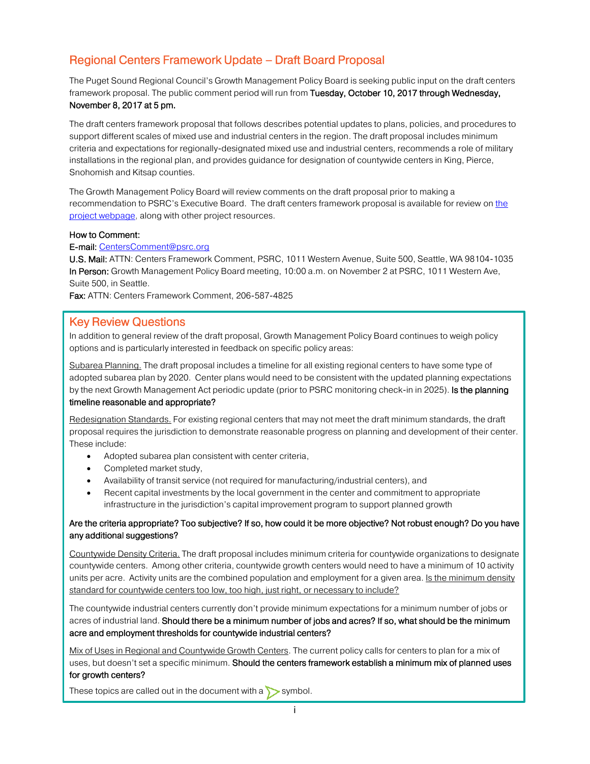# Regional Centers Framework Update – Draft Board Proposal

The Puget Sound Regional Council's Growth Management Policy Board is seeking public input on the draft centers framework proposal. The public comment period will run from **Tuesday, October 10, 2017 through Wednesday, November 8, 2017 at 5 pm.**

The draft centers framework proposal that follows describes potential updates to plans, policies, and procedures to support different scales of mixed use and industrial centers in the region. The draft proposal includes minimum criteria and expectations for regionally-designated mixed use and industrial centers, recommends a role of military installations in the regional plan, and provides guidance for designation of countywide centers in King, Pierce, Snohomish and Kitsap counties.

The Growth Management Policy Board will review comments on the draft proposal prior to making a recommendation to PSRC's Executive Board. The draft centers framework proposal is available for review on the project webpage, along with other project resources.

**How to Comment:**
**E-mail:** CentersComment@psrc.org
**U.S. Mail:** ATTN: Centers Framework Comment, PSRC, 1011 Western Avenue, Suite 500, Seattle, WA 98104-1035
**In Person:** Growth Management Policy Board meeting, 10:00 a.m. on November 2 at PSRC, 1011 Western Ave, Suite 500, in Seattle.
**Fax:** ATTN: Centers Framework Comment, 206-587-4825

## Key Review Questions

In addition to general review of the draft proposal, Growth Management Policy Board continues to weigh policy options and is particularly interested in feedback on specific policy areas:

Subarea Planning. The draft proposal includes a timeline for all existing regional centers to have some type of adopted subarea plan by 2020. Center plans would need to be consistent with the updated planning expectations by the next Growth Management Act periodic update (prior to PSRC monitoring check-in in 2025). **Is the planning timeline reasonable and appropriate?**

Redesignation Standards. For existing regional centers that may not meet the draft minimum standards, the draft proposal requires the jurisdiction to demonstrate reasonable progress on planning and development of their center. These include:

- Adopted subarea plan consistent with center criteria,
- Completed market study,
- Availability of transit service (not required for manufacturing/industrial centers), and
- Recent capital investments by the local government in the center and commitment to appropriate infrastructure in the jurisdiction's capital improvement program to support planned growth

**Are the criteria appropriate? Too subjective? If so, how could it be more objective? Not robust enough? Do you have any additional suggestions?**

Countywide Density Criteria. The draft proposal includes minimum criteria for countywide organizations to designate countywide centers. Among other criteria, countywide growth centers would need to have a minimum of 10 activity units per acre. Activity units are the combined population and employment for a given area. Is the minimum density standard for countywide centers too low, too high, just right, or necessary to include?

The countywide industrial centers currently don't provide minimum expectations for a minimum number of jobs or acres of industrial land. **Should there be a minimum number of jobs and acres? If so, what should be the minimum acre and employment thresholds for countywide industrial centers?**

Mix of Uses in Regional and Countywide Growth Centers. The current policy calls for centers to plan for a mix of uses, but doesn't set a specific minimum. **Should the centers framework establish a minimum mix of planned uses for growth centers?**

These topics are called out in the document with a ➢ symbol.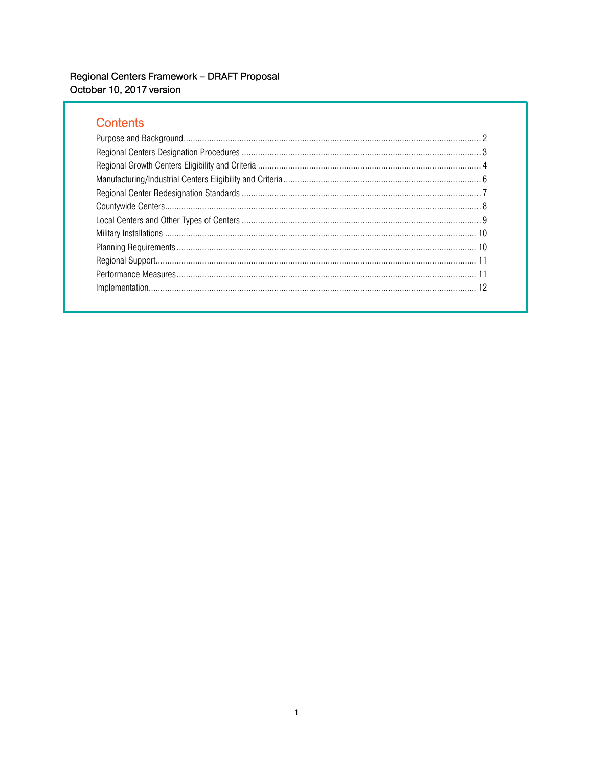Regional Centers Framework – DRAFT Proposal
October 10, 2017 version

## Contents

Purpose and Background ........ 2
Regional Centers Designation Procedures ........ 3
Regional Growth Centers Eligibility and Criteria ........ 4
Manufacturing/Industrial Centers Eligibility and Criteria ........ 6
Regional Center Redesignation Standards ........ 7
Countywide Centers ........ 8
Local Centers and Other Types of Centers ........ 9
Military Installations ........ 10
Planning Requirements ........ 10
Regional Support ........ 11
Performance Measures ........ 11
Implementation ........ 12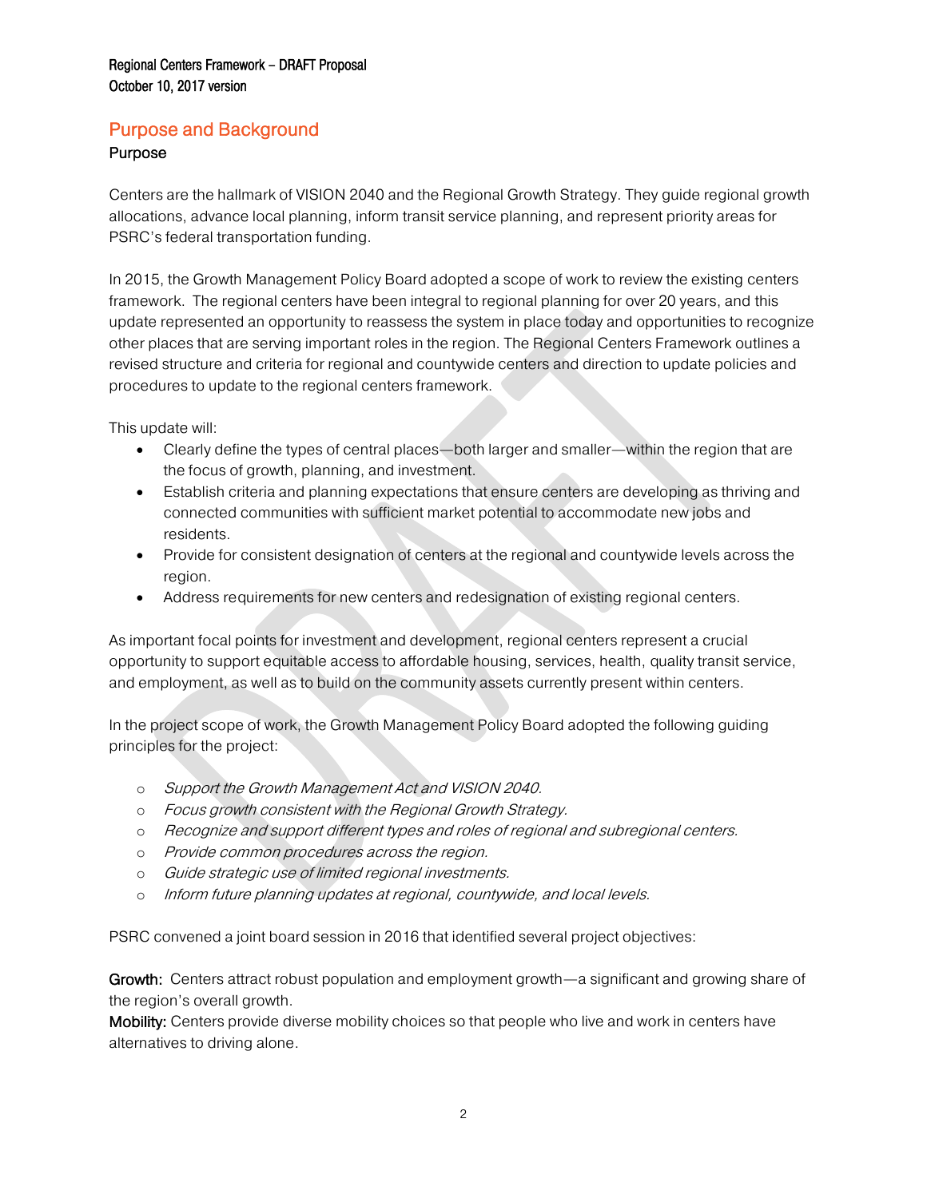## Purpose and Background

### Purpose

Centers are the hallmark of VISION 2040 and the Regional Growth Strategy. They guide regional growth allocations, advance local planning, inform transit service planning, and represent priority areas for PSRC's federal transportation funding.

In 2015, the Growth Management Policy Board adopted a scope of work to review the existing centers framework. The regional centers have been integral to regional planning for over 20 years, and this update represented an opportunity to reassess the system in place today and opportunities to recognize other places that are serving important roles in the region. The Regional Centers Framework outlines a revised structure and criteria for regional and countywide centers and direction to update policies and procedures to update to the regional centers framework.

This update will:

- Clearly define the types of central places—both larger and smaller—within the region that are the focus of growth, planning, and investment.
- Establish criteria and planning expectations that ensure centers are developing as thriving and connected communities with sufficient market potential to accommodate new jobs and residents.
- Provide for consistent designation of centers at the regional and countywide levels across the region.
- Address requirements for new centers and redesignation of existing regional centers.

As important focal points for investment and development, regional centers represent a crucial opportunity to support equitable access to affordable housing, services, health, quality transit service, and employment, as well as to build on the community assets currently present within centers.

In the project scope of work, the Growth Management Policy Board adopted the following guiding principles for the project:

- *Support the Growth Management Act and VISION 2040.*
- *Focus growth consistent with the Regional Growth Strategy.*
- *Recognize and support different types and roles of regional and subregional centers.*
- *Provide common procedures across the region.*
- *Guide strategic use of limited regional investments.*
- *Inform future planning updates at regional, countywide, and local levels.*

PSRC convened a joint board session in 2016 that identified several project objectives:

**Growth:** Centers attract robust population and employment growth—a significant and growing share of the region's overall growth.
**Mobility:** Centers provide diverse mobility choices so that people who live and work in centers have alternatives to driving alone.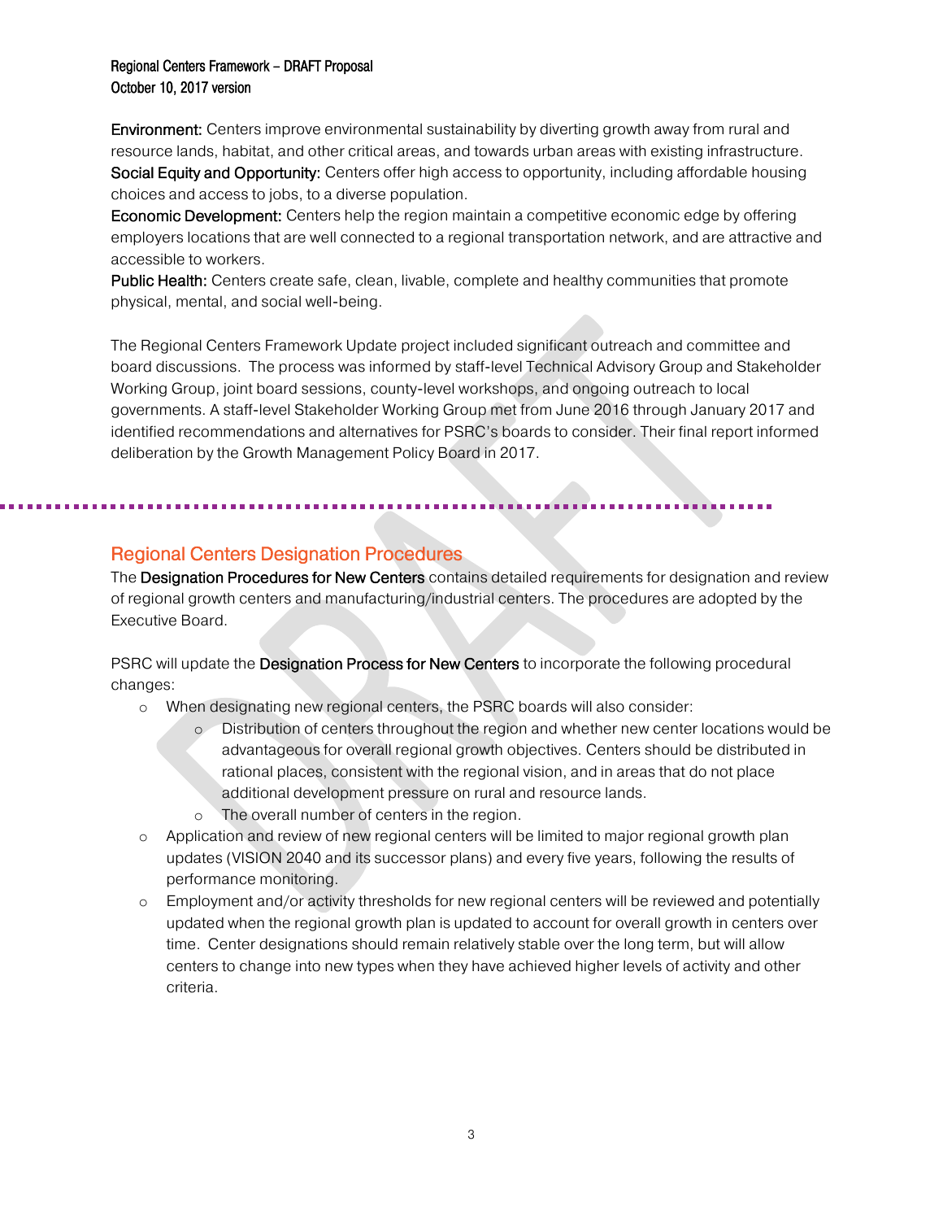**Environment:** Centers improve environmental sustainability by diverting growth away from rural and resource lands, habitat, and other critical areas, and towards urban areas with existing infrastructure.
**Social Equity and Opportunity:** Centers offer high access to opportunity, including affordable housing choices and access to jobs, to a diverse population.
**Economic Development:** Centers help the region maintain a competitive economic edge by offering employers locations that are well connected to a regional transportation network, and are attractive and accessible to workers.
**Public Health:** Centers create safe, clean, livable, complete and healthy communities that promote physical, mental, and social well-being.

The Regional Centers Framework Update project included significant outreach and committee and board discussions. The process was informed by staff-level Technical Advisory Group and Stakeholder Working Group, joint board sessions, county-level workshops, and ongoing outreach to local governments. A staff-level Stakeholder Working Group met from June 2016 through January 2017 and identified recommendations and alternatives for PSRC's boards to consider. Their final report informed deliberation by the Growth Management Policy Board in 2017.

## Regional Centers Designation Procedures

The **Designation Procedures for New Centers** contains detailed requirements for designation and review of regional growth centers and manufacturing/industrial centers. The procedures are adopted by the Executive Board.

PSRC will update the **Designation Process for New Centers** to incorporate the following procedural changes:

- When designating new regional centers, the PSRC boards will also consider:
  - Distribution of centers throughout the region and whether new center locations would be advantageous for overall regional growth objectives. Centers should be distributed in rational places, consistent with the regional vision, and in areas that do not place additional development pressure on rural and resource lands.
  - The overall number of centers in the region.
- Application and review of new regional centers will be limited to major regional growth plan updates (VISION 2040 and its successor plans) and every five years, following the results of performance monitoring.
- Employment and/or activity thresholds for new regional centers will be reviewed and potentially updated when the regional growth plan is updated to account for overall growth in centers over time. Center designations should remain relatively stable over the long term, but will allow centers to change into new types when they have achieved higher levels of activity and other criteria.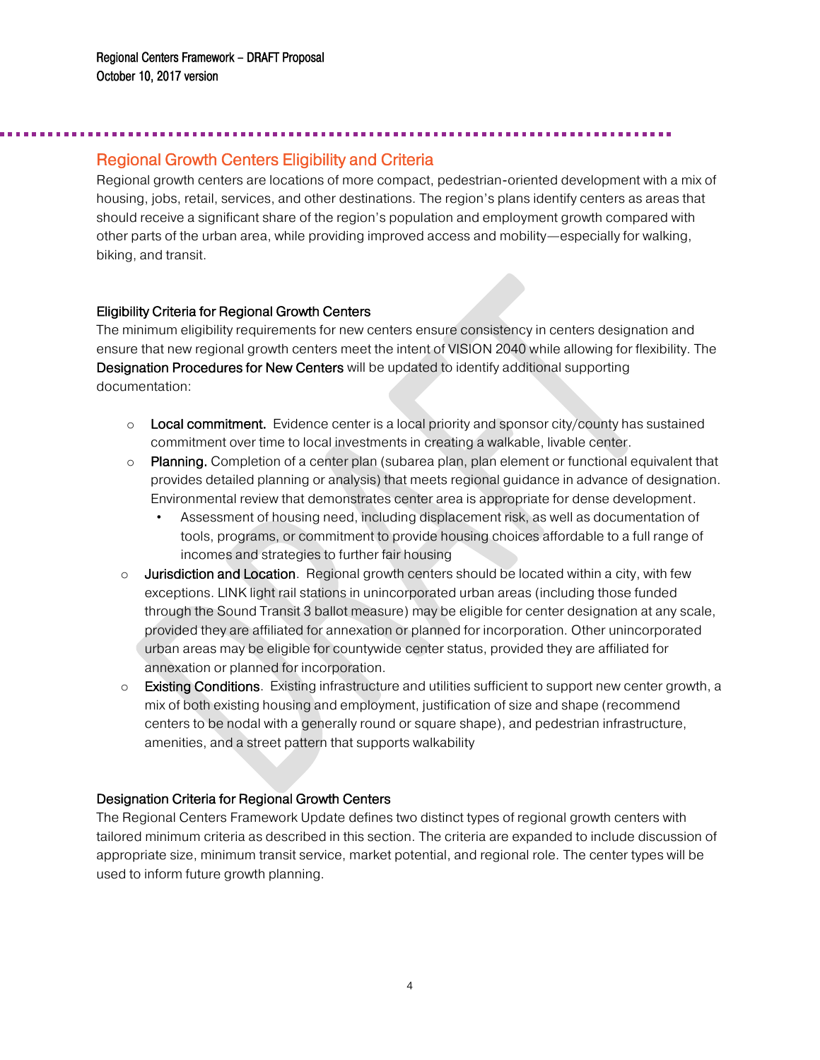## Regional Growth Centers Eligibility and Criteria

Regional growth centers are locations of more compact, pedestrian-oriented development with a mix of housing, jobs, retail, services, and other destinations. The region's plans identify centers as areas that should receive a significant share of the region's population and employment growth compared with other parts of the urban area, while providing improved access and mobility—especially for walking, biking, and transit.

### Eligibility Criteria for Regional Growth Centers

The minimum eligibility requirements for new centers ensure consistency in centers designation and ensure that new regional growth centers meet the intent of VISION 2040 while allowing for flexibility. The Designation Procedures for New Centers will be updated to identify additional supporting documentation:

- **Local commitment.** Evidence center is a local priority and sponsor city/county has sustained commitment over time to local investments in creating a walkable, livable center.
- **Planning.** Completion of a center plan (subarea plan, plan element or functional equivalent that provides detailed planning or analysis) that meets regional guidance in advance of designation. Environmental review that demonstrates center area is appropriate for dense development.
  - Assessment of housing need, including displacement risk, as well as documentation of tools, programs, or commitment to provide housing choices affordable to a full range of incomes and strategies to further fair housing
- **Jurisdiction and Location**. Regional growth centers should be located within a city, with few exceptions. LINK light rail stations in unincorporated urban areas (including those funded through the Sound Transit 3 ballot measure) may be eligible for center designation at any scale, provided they are affiliated for annexation or planned for incorporation. Other unincorporated urban areas may be eligible for countywide center status, provided they are affiliated for annexation or planned for incorporation.
- **Existing Conditions**. Existing infrastructure and utilities sufficient to support new center growth, a mix of both existing housing and employment, justification of size and shape (recommend centers to be nodal with a generally round or square shape), and pedestrian infrastructure, amenities, and a street pattern that supports walkability

### Designation Criteria for Regional Growth Centers

The Regional Centers Framework Update defines two distinct types of regional growth centers with tailored minimum criteria as described in this section. The criteria are expanded to include discussion of appropriate size, minimum transit service, market potential, and regional role. The center types will be used to inform future growth planning.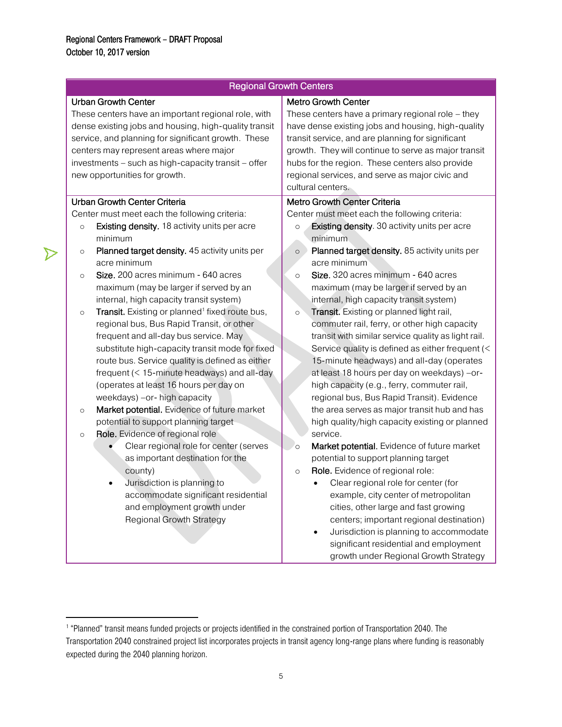| Regional Growth Centers | |
|---|---|
| **Urban Growth Center**<br>These centers have an important regional role, with dense existing jobs and housing, high-quality transit service, and planning for significant growth. These centers may represent areas where major investments – such as high-capacity transit – offer new opportunities for growth. | **Metro Growth Center**<br>These centers have a primary regional role – they have dense existing jobs and housing, high-quality transit service, and are planning for significant growth. They will continue to serve as major transit hubs for the region. These centers also provide regional services, and serve as major civic and cultural centers. |
| **Urban Growth Center Criteria**<br>Center must meet each the following criteria:<br>○ **Existing density.** 18 activity units per acre minimum<br>○ **Planned target density.** 45 activity units per acre minimum<br>○ **Size.** 200 acres minimum - 640 acres maximum (may be larger if served by an internal, high capacity transit system)<br>○ **Transit.** Existing or planned[1] fixed route bus, regional bus, Bus Rapid Transit, or other frequent and all-day bus service. May substitute high-capacity transit mode for fixed route bus. Service quality is defined as either frequent (< 15-minute headways) and all-day (operates at least 16 hours per day on weekdays) –or- high capacity<br>○ **Market potential.** Evidence of future market potential to support planning target<br>○ **Role.** Evidence of regional role<br>• Clear regional role for center (serves as important destination for the county)<br>• Jurisdiction is planning to accommodate significant residential and employment growth under Regional Growth Strategy | **Metro Growth Center Criteria**<br>Center must meet each the following criteria:<br>○ **Existing density**. 30 activity units per acre minimum<br>○ **Planned target density.** 85 activity units per acre minimum<br>○ **Size.** 320 acres minimum - 640 acres maximum (may be larger if served by an internal, high capacity transit system)<br>○ **Transit.** Existing or planned light rail, commuter rail, ferry, or other high capacity transit with similar service quality as light rail. Service quality is defined as either frequent (< 15-minute headways) and all-day (operates at least 18 hours per day on weekdays) –or- high capacity (e.g., ferry, commuter rail, regional bus, Bus Rapid Transit). Evidence the area serves as major transit hub and has high quality/high capacity existing or planned service.<br>○ **Market potential.** Evidence of future market potential to support planning target<br>○ **Role.** Evidence of regional role:<br>• Clear regional role for center (for example, city center of metropolitan cities, other large and fast growing centers; important regional destination)<br>• Jurisdiction is planning to accommodate significant residential and employment growth under Regional Growth Strategy |

[1] "Planned" transit means funded projects or projects identified in the constrained portion of Transportation 2040. The Transportation 2040 constrained project list incorporates projects in transit agency long-range plans where funding is reasonably expected during the 2040 planning horizon.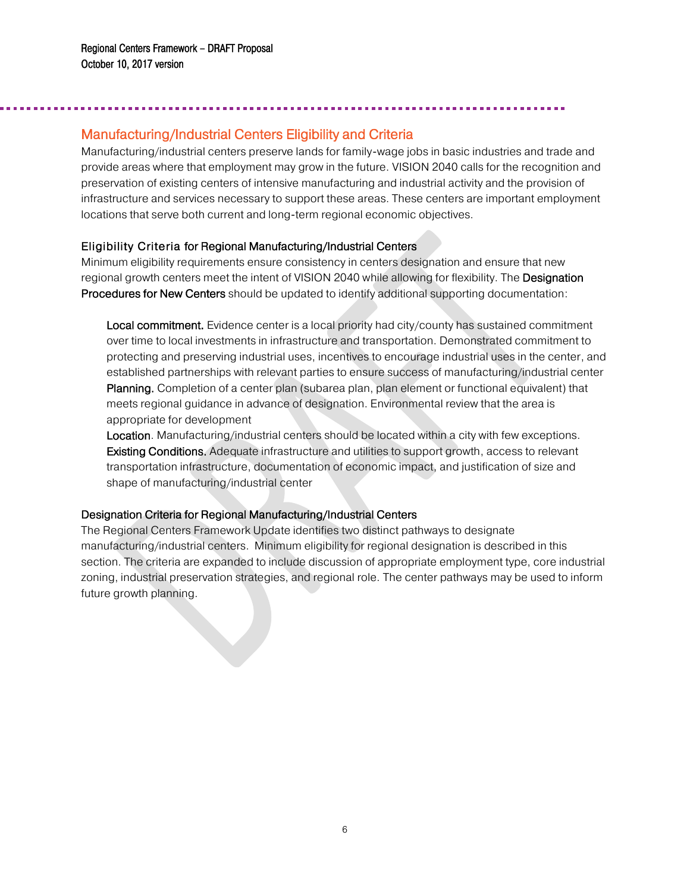## Manufacturing/Industrial Centers Eligibility and Criteria

Manufacturing/industrial centers preserve lands for family-wage jobs in basic industries and trade and provide areas where that employment may grow in the future. VISION 2040 calls for the recognition and preservation of existing centers of intensive manufacturing and industrial activity and the provision of infrastructure and services necessary to support these areas. These centers are important employment locations that serve both current and long-term regional economic objectives.

### Eligibility Criteria for Regional Manufacturing/Industrial Centers

Minimum eligibility requirements ensure consistency in centers designation and ensure that new regional growth centers meet the intent of VISION 2040 while allowing for flexibility. The **Designation Procedures for New Centers** should be updated to identify additional supporting documentation:

- **Local commitment.** Evidence center is a local priority had city/county has sustained commitment over time to local investments in infrastructure and transportation. Demonstrated commitment to protecting and preserving industrial uses, incentives to encourage industrial uses in the center, and established partnerships with relevant parties to ensure success of manufacturing/industrial center
- **Planning.** Completion of a center plan (subarea plan, plan element or functional equivalent) that meets regional guidance in advance of designation. Environmental review that the area is appropriate for development
- **Location**. Manufacturing/industrial centers should be located within a city with few exceptions.
- **Existing Conditions.** Adequate infrastructure and utilities to support growth, access to relevant transportation infrastructure, documentation of economic impact, and justification of size and shape of manufacturing/industrial center

### Designation Criteria for Regional Manufacturing/Industrial Centers

The Regional Centers Framework Update identifies two distinct pathways to designate manufacturing/industrial centers. Minimum eligibility for regional designation is described in this section. The criteria are expanded to include discussion of appropriate employment type, core industrial zoning, industrial preservation strategies, and regional role. The center pathways may be used to inform future growth planning.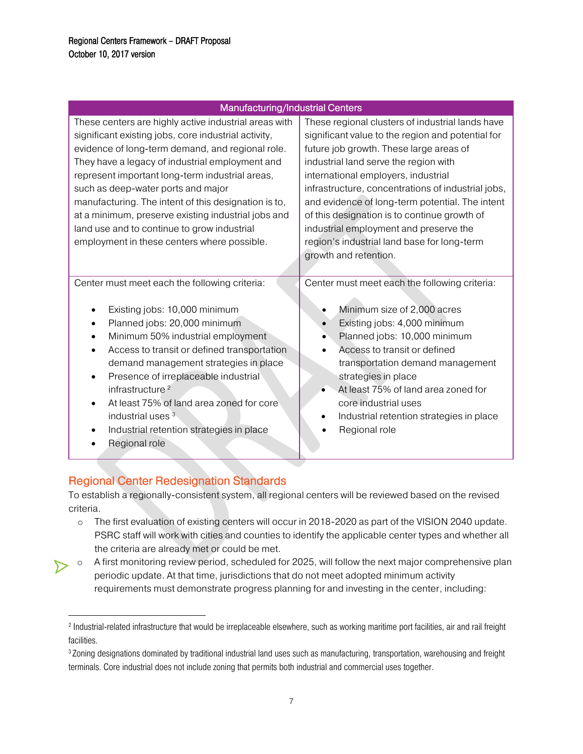| Manufacturing/Industrial Centers | |
|---|---|
| These centers are highly active industrial areas with significant existing jobs, core industrial activity, evidence of long-term demand, and regional role. They have a legacy of industrial employment and represent important long-term industrial areas, such as deep-water ports and major manufacturing. The intent of this designation is to, at a minimum, preserve existing industrial jobs and land use and to continue to grow industrial employment in these centers where possible. | These regional clusters of industrial lands have significant value to the region and potential for future job growth. These large areas of industrial land serve the region with international employers, industrial infrastructure, concentrations of industrial jobs, and evidence of long-term potential. The intent of this designation is to continue growth of industrial employment and preserve the region's industrial land base for long-term growth and retention. |
| Center must meet each the following criteria:<br><br>• Existing jobs: 10,000 minimum<br>• Planned jobs: 20,000 minimum<br>• Minimum 50% industrial employment<br>• Access to transit or defined transportation demand management strategies in place<br>• Presence of irreplaceable industrial infrastructure [2]<br>• At least 75% of land area zoned for core industrial uses [3]<br>• Industrial retention strategies in place<br>• Regional role | Center must meet each the following criteria:<br><br>• Minimum size of 2,000 acres<br>• Existing jobs: 4,000 minimum<br>• Planned jobs: 10,000 minimum<br>• Access to transit or defined transportation demand management strategies in place<br>• At least 75% of land area zoned for core industrial uses<br>• Industrial retention strategies in place<br>• Regional role |

## Regional Center Redesignation Standards

To establish a regionally-consistent system, all regional centers will be reviewed based on the revised criteria.

- The first evaluation of existing centers will occur in 2018-2020 as part of the VISION 2040 update. PSRC staff will work with cities and counties to identify the applicable center types and whether all the criteria are already met or could be met.
- A first monitoring review period, scheduled for 2025, will follow the next major comprehensive plan periodic update. At that time, jurisdictions that do not meet adopted minimum activity requirements must demonstrate progress planning for and investing in the center, including:

---

[2] Industrial-related infrastructure that would be irreplaceable elsewhere, such as working maritime port facilities, air and rail freight facilities.

[3] Zoning designations dominated by traditional industrial land uses such as manufacturing, transportation, warehousing and freight terminals. Core industrial does not include zoning that permits both industrial and commercial uses together.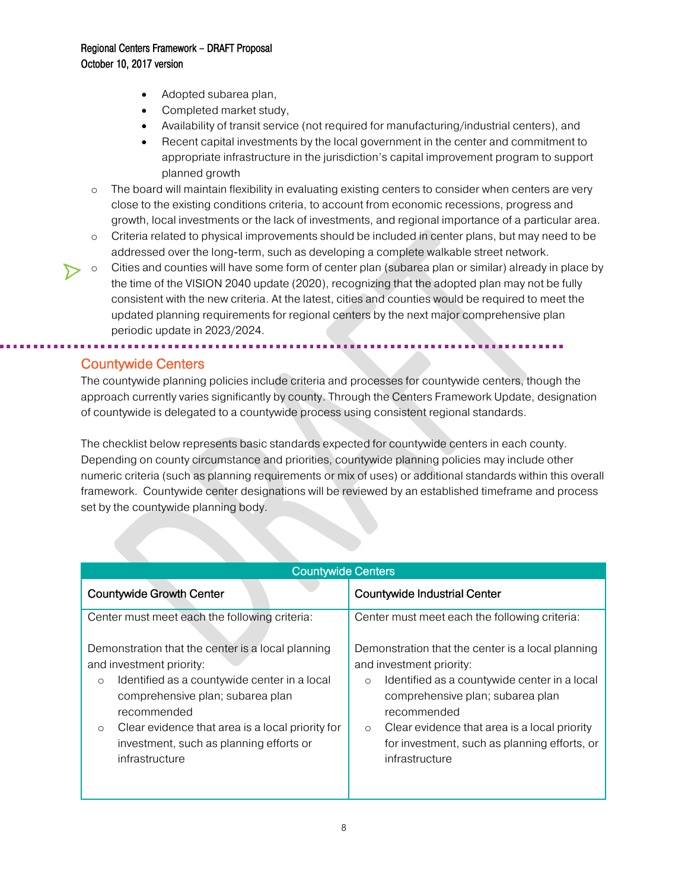- Adopted subarea plan,
  - Completed market study,
  - Availability of transit service (not required for manufacturing/industrial centers), and
  - Recent capital investments by the local government in the center and commitment to appropriate infrastructure in the jurisdiction's capital improvement program to support planned growth
- The board will maintain flexibility in evaluating existing centers to consider when centers are very close to the existing conditions criteria, to account from economic recessions, progress and growth, local investments or the lack of investments, and regional importance of a particular area.
- Criteria related to physical improvements should be included in center plans, but may need to be addressed over the long-term, such as developing a complete walkable street network.
- Cities and counties will have some form of center plan (subarea plan or similar) already in place by the time of the VISION 2040 update (2020), recognizing that the adopted plan may not be fully consistent with the new criteria. At the latest, cities and counties would be required to meet the updated planning requirements for regional centers by the next major comprehensive plan periodic update in 2023/2024.

## Countywide Centers

The countywide planning policies include criteria and processes for countywide centers, though the approach currently varies significantly by county. Through the Centers Framework Update, designation of countywide is delegated to a countywide process using consistent regional standards.

The checklist below represents basic standards expected for countywide centers in each county. Depending on county circumstance and priorities, countywide planning policies may include other numeric criteria (such as planning requirements or mix of uses) or additional standards within this overall framework. Countywide center designations will be reviewed by an established timeframe and process set by the countywide planning body.

| Countywide Centers | |
|---|---|
| Countywide Growth Center | Countywide Industrial Center |
| Center must meet each the following criteria:<br><br>Demonstration that the center is a local planning and investment priority:<br>○ Identified as a countywide center in a local comprehensive plan; subarea plan recommended<br>○ Clear evidence that area is a local priority for investment, such as planning efforts or infrastructure | Center must meet each the following criteria:<br><br>Demonstration that the center is a local planning and investment priority:<br>○ Identified as a countywide center in a local comprehensive plan; subarea plan recommended<br>○ Clear evidence that area is a local priority for investment, such as planning efforts, or infrastructure |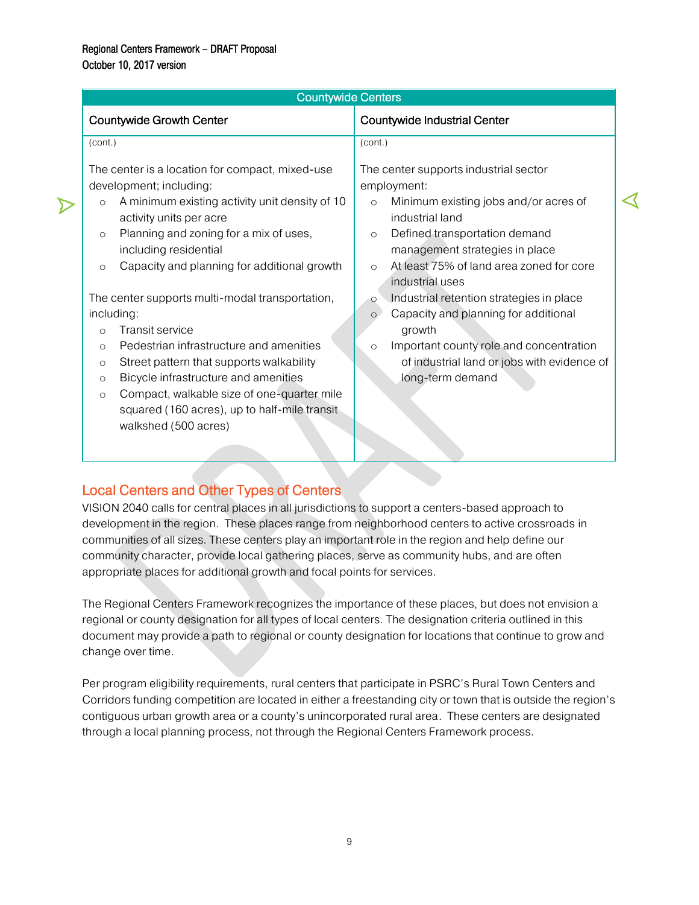| Countywide Centers | |
| --- | --- |
| Countywide Growth Center | Countywide Industrial Center |
| (cont.)<br><br>The center is a location for compact, mixed-use development; including:<br>○ A minimum existing activity unit density of 10 activity units per acre<br>○ Planning and zoning for a mix of uses, including residential<br>○ Capacity and planning for additional growth<br><br>The center supports multi-modal transportation, including:<br>○ Transit service<br>○ Pedestrian infrastructure and amenities<br>○ Street pattern that supports walkability<br>○ Bicycle infrastructure and amenities<br>○ Compact, walkable size of one-quarter mile squared (160 acres), up to half-mile transit walkshed (500 acres) | (cont.)<br><br>The center supports industrial sector employment:<br>○ Minimum existing jobs and/or acres of industrial land<br>○ Defined transportation demand management strategies in place<br>○ At least 75% of land area zoned for core industrial uses<br>○ Industrial retention strategies in place<br>○ Capacity and planning for additional growth<br>○ Important county role and concentration of industrial land or jobs with evidence of long-term demand |

## Local Centers and Other Types of Centers

VISION 2040 calls for central places in all jurisdictions to support a centers-based approach to development in the region. These places range from neighborhood centers to active crossroads in communities of all sizes. These centers play an important role in the region and help define our community character, provide local gathering places, serve as community hubs, and are often appropriate places for additional growth and focal points for services.

The Regional Centers Framework recognizes the importance of these places, but does not envision a regional or county designation for all types of local centers. The designation criteria outlined in this document may provide a path to regional or county designation for locations that continue to grow and change over time.

Per program eligibility requirements, rural centers that participate in PSRC's Rural Town Centers and Corridors funding competition are located in either a freestanding city or town that is outside the region's contiguous urban growth area or a county's unincorporated rural area. These centers are designated through a local planning process, not through the Regional Centers Framework process.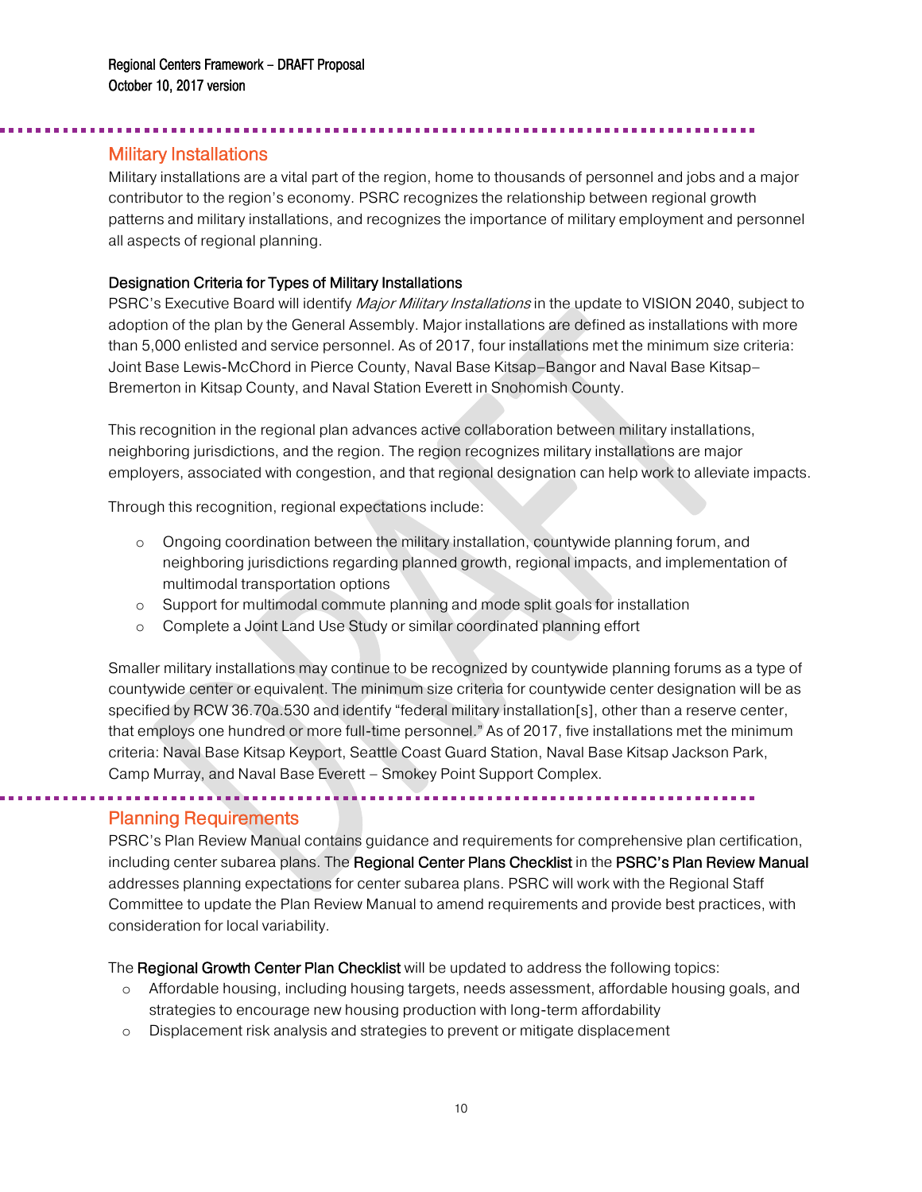## Military Installations

Military installations are a vital part of the region, home to thousands of personnel and jobs and a major contributor to the region's economy. PSRC recognizes the relationship between regional growth patterns and military installations, and recognizes the importance of military employment and personnel all aspects of regional planning.

### Designation Criteria for Types of Military Installations

PSRC's Executive Board will identify *Major Military Installations* in the update to VISION 2040, subject to adoption of the plan by the General Assembly. Major installations are defined as installations with more than 5,000 enlisted and service personnel. As of 2017, four installations met the minimum size criteria: Joint Base Lewis-McChord in Pierce County, Naval Base Kitsap–Bangor and Naval Base Kitsap–Bremerton in Kitsap County, and Naval Station Everett in Snohomish County.

This recognition in the regional plan advances active collaboration between military installations, neighboring jurisdictions, and the region. The region recognizes military installations are major employers, associated with congestion, and that regional designation can help work to alleviate impacts.

Through this recognition, regional expectations include:

- Ongoing coordination between the military installation, countywide planning forum, and neighboring jurisdictions regarding planned growth, regional impacts, and implementation of multimodal transportation options
- Support for multimodal commute planning and mode split goals for installation
- Complete a Joint Land Use Study or similar coordinated planning effort

Smaller military installations may continue to be recognized by countywide planning forums as a type of countywide center or equivalent. The minimum size criteria for countywide center designation will be as specified by RCW 36.70a.530 and identify "federal military installation[s], other than a reserve center, that employs one hundred or more full-time personnel." As of 2017, five installations met the minimum criteria: Naval Base Kitsap Keyport, Seattle Coast Guard Station, Naval Base Kitsap Jackson Park, Camp Murray, and Naval Base Everett – Smokey Point Support Complex.

## Planning Requirements

PSRC's Plan Review Manual contains guidance and requirements for comprehensive plan certification, including center subarea plans. The Regional Center Plans Checklist in the PSRC's Plan Review Manual addresses planning expectations for center subarea plans. PSRC will work with the Regional Staff Committee to update the Plan Review Manual to amend requirements and provide best practices, with consideration for local variability.

The Regional Growth Center Plan Checklist will be updated to address the following topics:

- Affordable housing, including housing targets, needs assessment, affordable housing goals, and strategies to encourage new housing production with long-term affordability
- Displacement risk analysis and strategies to prevent or mitigate displacement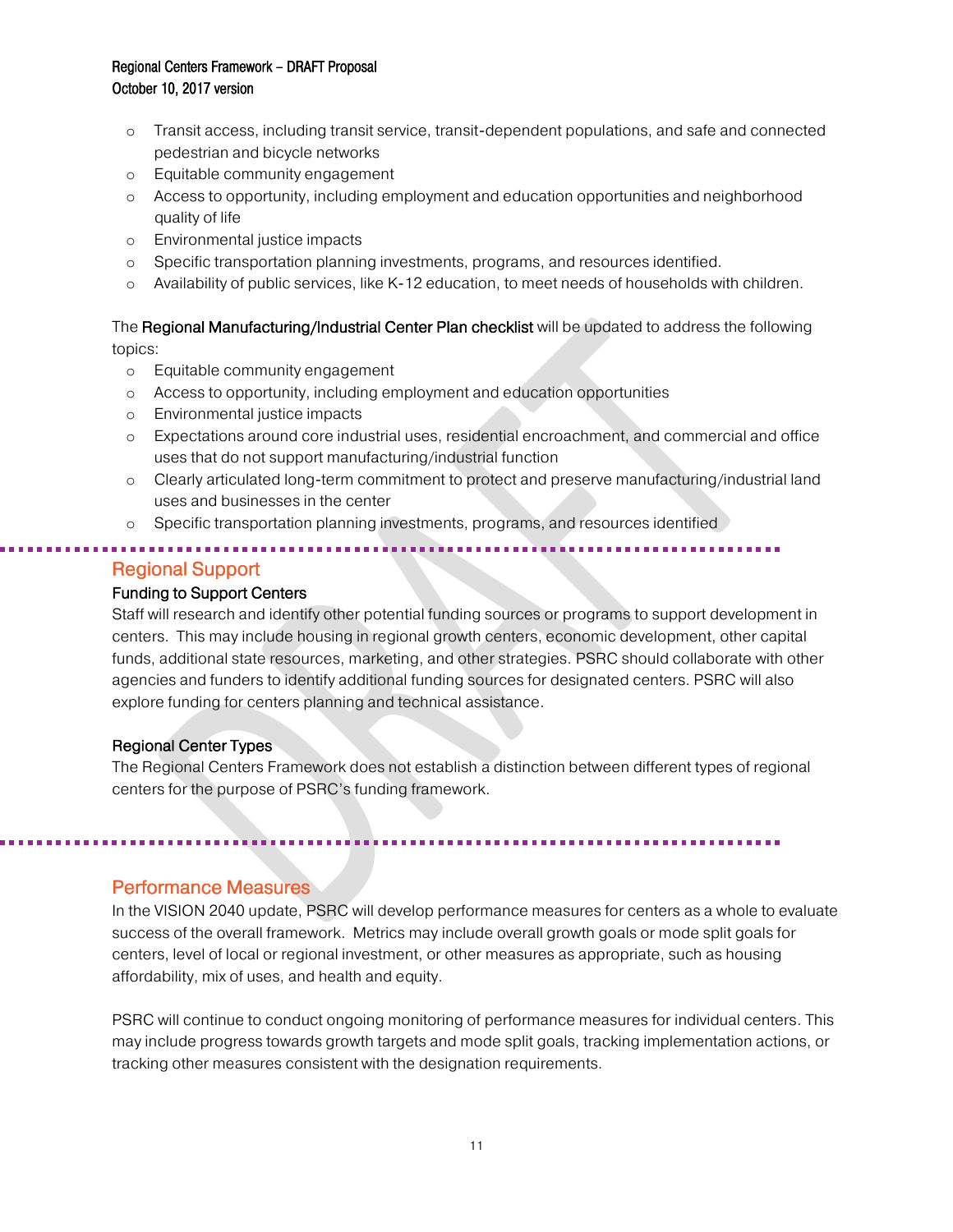- Transit access, including transit service, transit-dependent populations, and safe and connected pedestrian and bicycle networks
- Equitable community engagement
- Access to opportunity, including employment and education opportunities and neighborhood quality of life
- Environmental justice impacts
- Specific transportation planning investments, programs, and resources identified.
- Availability of public services, like K-12 education, to meet needs of households with children.

The **Regional Manufacturing/Industrial Center Plan checklist** will be updated to address the following topics:

- Equitable community engagement
- Access to opportunity, including employment and education opportunities
- Environmental justice impacts
- Expectations around core industrial uses, residential encroachment, and commercial and office uses that do not support manufacturing/industrial function
- Clearly articulated long-term commitment to protect and preserve manufacturing/industrial land uses and businesses in the center
- Specific transportation planning investments, programs, and resources identified

## Regional Support

### Funding to Support Centers

Staff will research and identify other potential funding sources or programs to support development in centers. This may include housing in regional growth centers, economic development, other capital funds, additional state resources, marketing, and other strategies. PSRC should collaborate with other agencies and funders to identify additional funding sources for designated centers. PSRC will also explore funding for centers planning and technical assistance.

### Regional Center Types

The Regional Centers Framework does not establish a distinction between different types of regional centers for the purpose of PSRC's funding framework.

## Performance Measures

In the VISION 2040 update, PSRC will develop performance measures for centers as a whole to evaluate success of the overall framework. Metrics may include overall growth goals or mode split goals for centers, level of local or regional investment, or other measures as appropriate, such as housing affordability, mix of uses, and health and equity.

PSRC will continue to conduct ongoing monitoring of performance measures for individual centers. This may include progress towards growth targets and mode split goals, tracking implementation actions, or tracking other measures consistent with the designation requirements.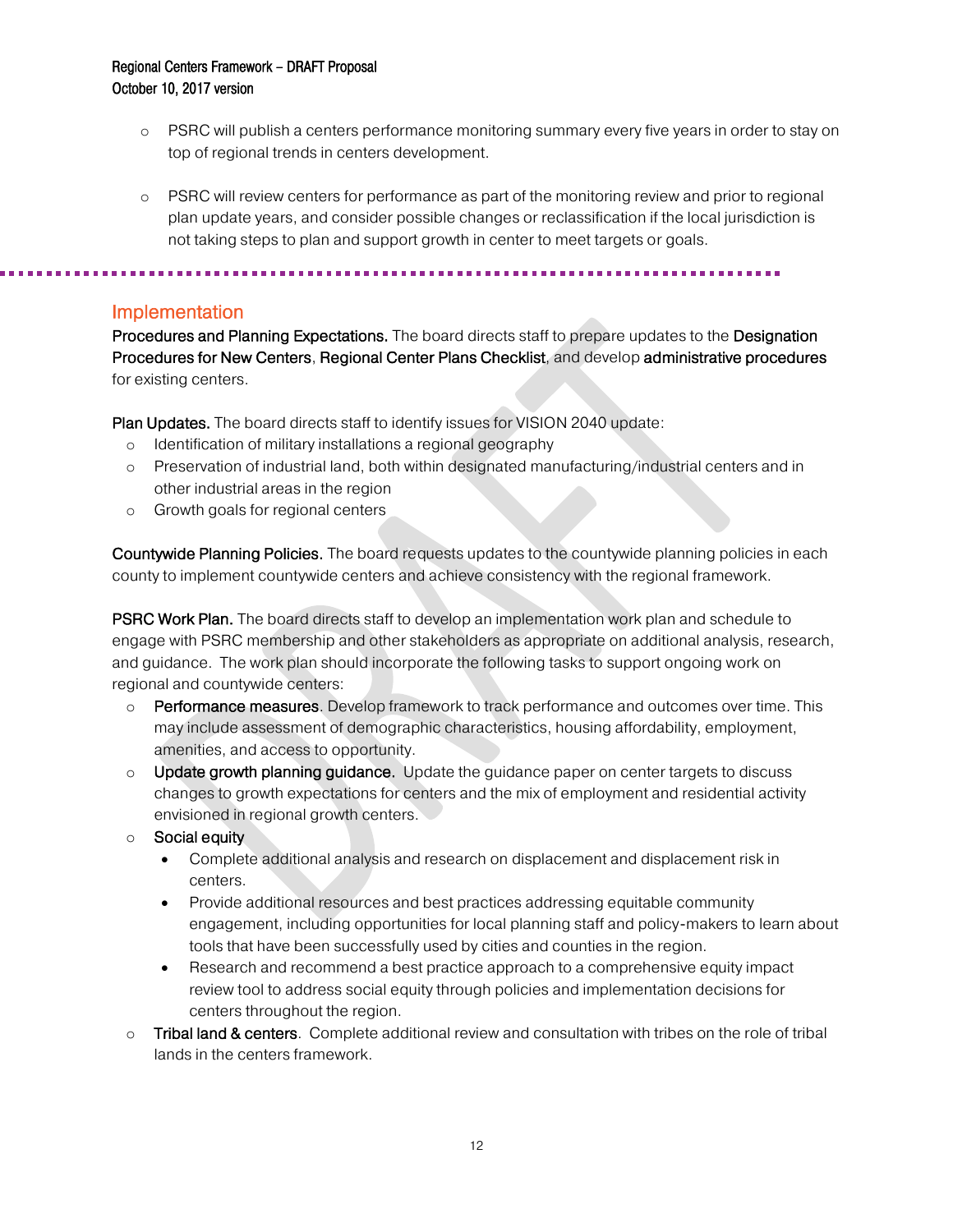- PSRC will publish a centers performance monitoring summary every five years in order to stay on top of regional trends in centers development.

- PSRC will review centers for performance as part of the monitoring review and prior to regional plan update years, and consider possible changes or reclassification if the local jurisdiction is not taking steps to plan and support growth in center to meet targets or goals.

## Implementation

**Procedures and Planning Expectations.** The board directs staff to prepare updates to the **Designation Procedures for New Centers**, **Regional Center Plans Checklist**, and develop **administrative procedures** for existing centers.

**Plan Updates.** The board directs staff to identify issues for VISION 2040 update:

- Identification of military installations a regional geography
- Preservation of industrial land, both within designated manufacturing/industrial centers and in other industrial areas in the region
- Growth goals for regional centers

**Countywide Planning Policies.** The board requests updates to the countywide planning policies in each county to implement countywide centers and achieve consistency with the regional framework.

**PSRC Work Plan.** The board directs staff to develop an implementation work plan and schedule to engage with PSRC membership and other stakeholders as appropriate on additional analysis, research, and guidance. The work plan should incorporate the following tasks to support ongoing work on regional and countywide centers:

- **Performance measures**. Develop framework to track performance and outcomes over time. This may include assessment of demographic characteristics, housing affordability, employment, amenities, and access to opportunity.
- **Update growth planning guidance.** Update the guidance paper on center targets to discuss changes to growth expectations for centers and the mix of employment and residential activity envisioned in regional growth centers.
- **Social equity**
  - Complete additional analysis and research on displacement and displacement risk in centers.
  - Provide additional resources and best practices addressing equitable community engagement, including opportunities for local planning staff and policy-makers to learn about tools that have been successfully used by cities and counties in the region.
  - Research and recommend a best practice approach to a comprehensive equity impact review tool to address social equity through policies and implementation decisions for centers throughout the region.
- **Tribal land & centers**. Complete additional review and consultation with tribes on the role of tribal lands in the centers framework.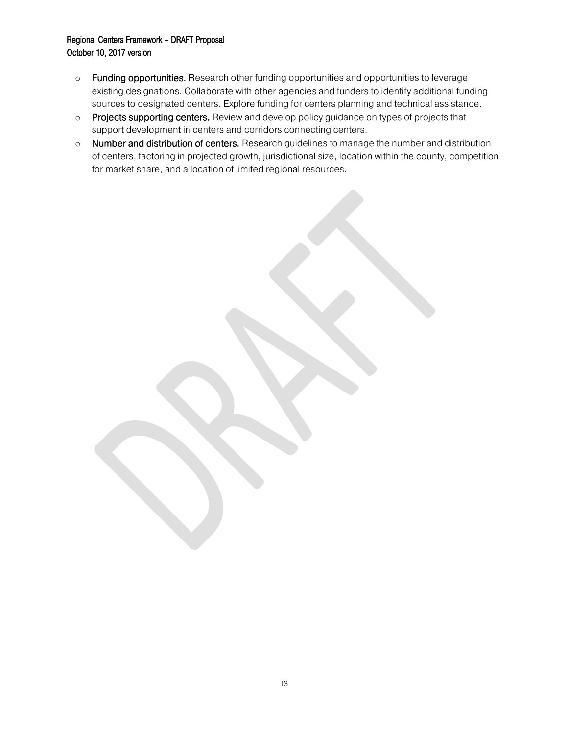- **Funding opportunities.** Research other funding opportunities and opportunities to leverage existing designations. Collaborate with other agencies and funders to identify additional funding sources to designated centers. Explore funding for centers planning and technical assistance.
- **Projects supporting centers.** Review and develop policy guidance on types of projects that support development in centers and corridors connecting centers.
- **Number and distribution of centers.** Research guidelines to manage the number and distribution of centers, factoring in projected growth, jurisdictional size, location within the county, competition for market share, and allocation of limited regional resources.